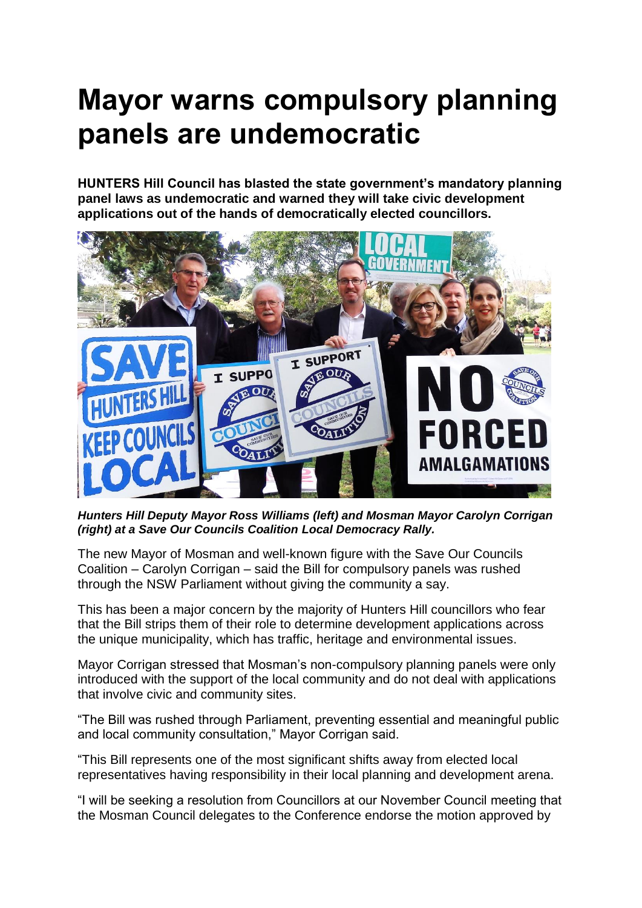# Mayor warns compulsory planning panels are undemocratic

**HUNTERS Hill Council has blasted the state government's mandatory planning panel laws as undemocratic and warned they will take civic development applications out of the hands of democratically elected councillors.**

***Hunters Hill Deputy Mayor Ross Williams (left) and Mosman Mayor Carolyn Corrigan (right) at a Save Our Councils Coalition Local Democracy Rally.***

The new Mayor of Mosman and well-known figure with the Save Our Councils Coalition – Carolyn Corrigan – said the Bill for compulsory panels was rushed through the NSW Parliament without giving the community a say.

This has been a major concern by the majority of Hunters Hill councillors who fear that the Bill strips them of their role to determine development applications across the unique municipality, which has traffic, heritage and environmental issues.

Mayor Corrigan stressed that Mosman's non-compulsory planning panels were only introduced with the support of the local community and do not deal with applications that involve civic and community sites.

"The Bill was rushed through Parliament, preventing essential and meaningful public and local community consultation," Mayor Corrigan said.

"This Bill represents one of the most significant shifts away from elected local representatives having responsibility in their local planning and development arena.

"I will be seeking a resolution from Councillors at our November Council meeting that the Mosman Council delegates to the Conference endorse the motion approved by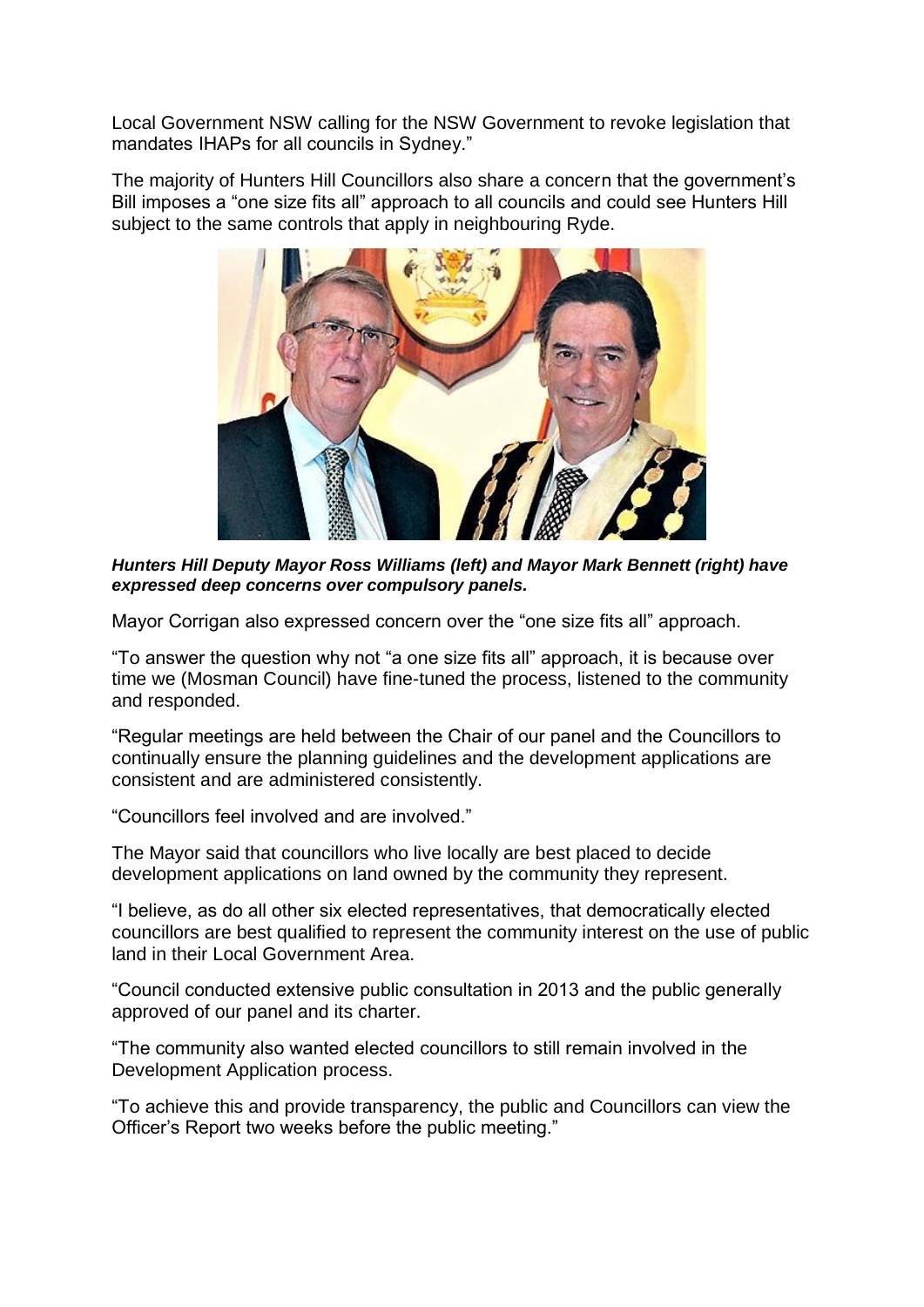Local Government NSW calling for the NSW Government to revoke legislation that mandates IHAPs for all councils in Sydney."

The majority of Hunters Hill Councillors also share a concern that the government's Bill imposes a "one size fits all" approach to all councils and could see Hunters Hill subject to the same controls that apply in neighbouring Ryde.

***Hunters Hill Deputy Mayor Ross Williams (left) and Mayor Mark Bennett (right) have expressed deep concerns over compulsory panels.***

Mayor Corrigan also expressed concern over the "one size fits all" approach.

"To answer the question why not "a one size fits all" approach, it is because over time we (Mosman Council) have fine-tuned the process, listened to the community and responded.

"Regular meetings are held between the Chair of our panel and the Councillors to continually ensure the planning guidelines and the development applications are consistent and are administered consistently.

"Councillors feel involved and are involved."

The Mayor said that councillors who live locally are best placed to decide development applications on land owned by the community they represent.

"I believe, as do all other six elected representatives, that democratically elected councillors are best qualified to represent the community interest on the use of public land in their Local Government Area.

"Council conducted extensive public consultation in 2013 and the public generally approved of our panel and its charter.

"The community also wanted elected councillors to still remain involved in the Development Application process.

"To achieve this and provide transparency, the public and Councillors can view the Officer's Report two weeks before the public meeting."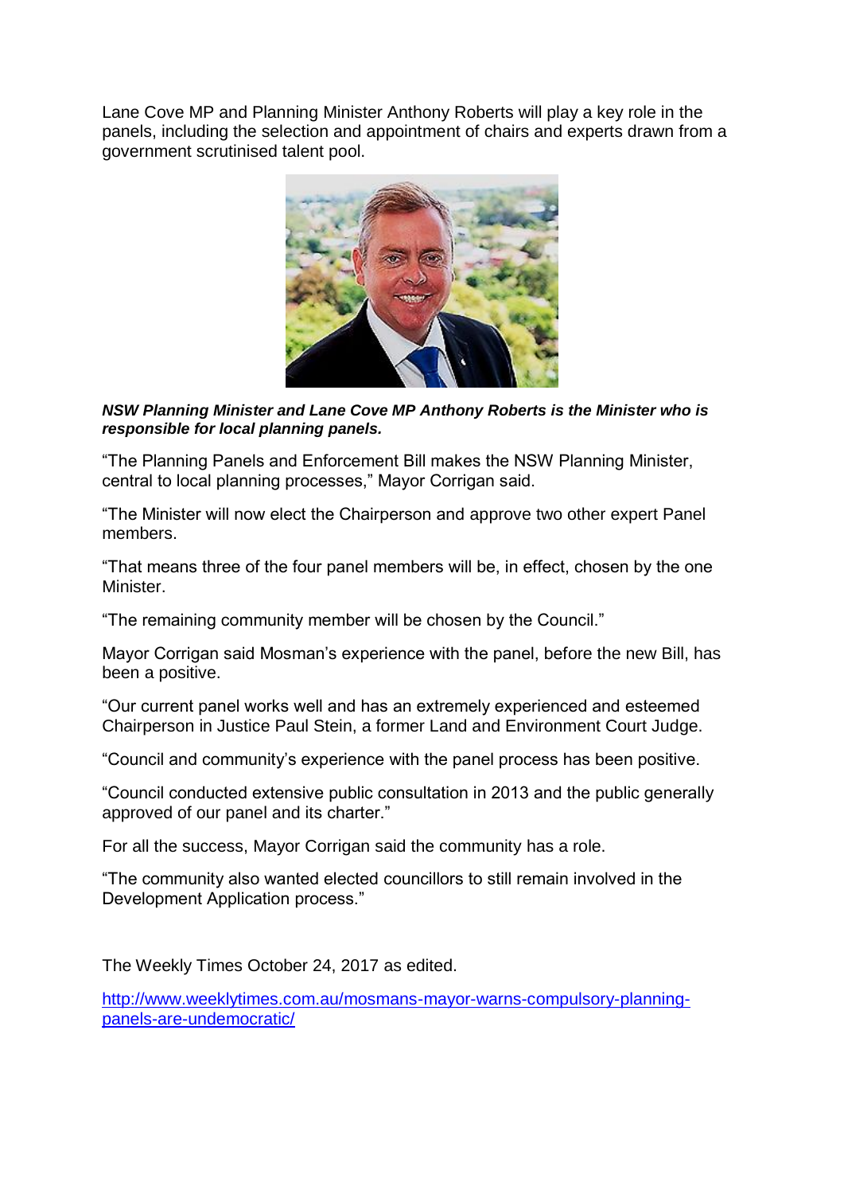Lane Cove MP and Planning Minister Anthony Roberts will play a key role in the panels, including the selection and appointment of chairs and experts drawn from a government scrutinised talent pool.

***NSW Planning Minister and Lane Cove MP Anthony Roberts is the Minister who is responsible for local planning panels.***

"The Planning Panels and Enforcement Bill makes the NSW Planning Minister, central to local planning processes," Mayor Corrigan said.

"The Minister will now elect the Chairperson and approve two other expert Panel members.

"That means three of the four panel members will be, in effect, chosen by the one Minister.

"The remaining community member will be chosen by the Council."

Mayor Corrigan said Mosman's experience with the panel, before the new Bill, has been a positive.

"Our current panel works well and has an extremely experienced and esteemed Chairperson in Justice Paul Stein, a former Land and Environment Court Judge.

"Council and community's experience with the panel process has been positive.

"Council conducted extensive public consultation in 2013 and the public generally approved of our panel and its charter."

For all the success, Mayor Corrigan said the community has a role.

"The community also wanted elected councillors to still remain involved in the Development Application process."

The Weekly Times October 24, 2017 as edited.

[http://www.weeklytimes.com.au/mosmans-mayor-warns-compulsory-planning-panels-are-undemocratic/](http://www.weeklytimes.com.au/mosmans-mayor-warns-compulsory-planning-panels-are-undemocratic/)